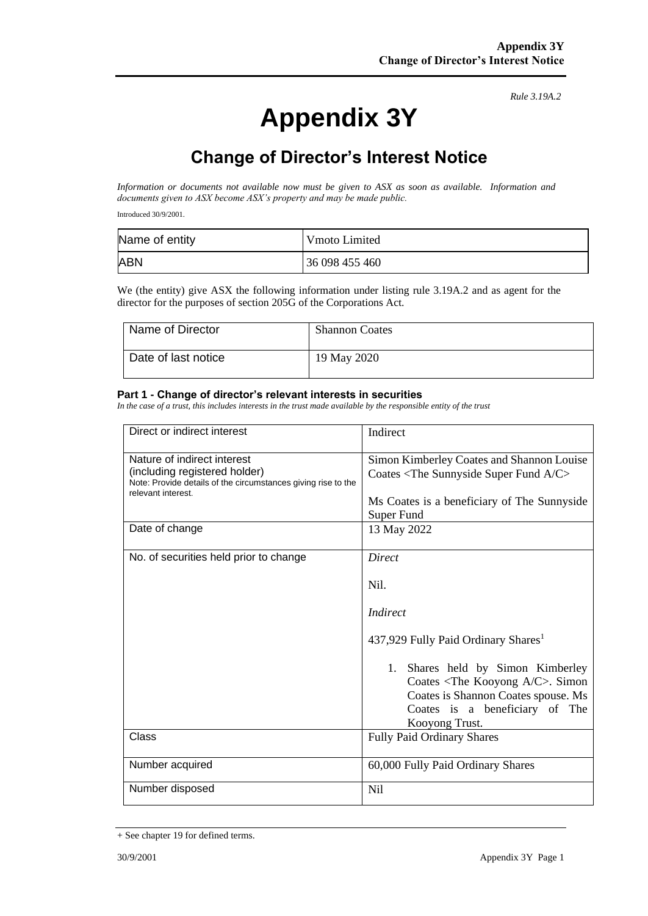*Rule 3.19A.2*

# Appendix 3Y

## Change of Director's Interest Notice

*Information or documents not available now must be given to ASX as soon as available. Information and documents given to ASX become ASX's property and may be made public.*

Introduced 30/9/2001.

| Name of entity | Vmoto Limited |
|---|---|
| ABN | 36 098 455 460 |

We (the entity) give ASX the following information under listing rule 3.19A.2 and as agent for the director for the purposes of section 205G of the Corporations Act.

| Name of Director | Shannon Coates |
|---|---|
| Date of last notice | 19 May 2020 |

### Part 1 - Change of director's relevant interests in securities

*In the case of a trust, this includes interests in the trust made available by the responsible entity of the trust*

| Direct or indirect interest | Indirect |
|---|---|
| Nature of indirect interest (including registered holder)<br>Note: Provide details of the circumstances giving rise to the relevant interest. | Simon Kimberley Coates and Shannon Louise Coates <The Sunnyside Super Fund A/C><br><br>Ms Coates is a beneficiary of The Sunnyside Super Fund |
| Date of change | 13 May 2022 |
| No. of securities held prior to change | *Direct*<br><br>Nil.<br><br>*Indirect*<br><br>437,929 Fully Paid Ordinary Shares[1]<br><br>1. Shares held by Simon Kimberley Coates <The Kooyong A/C>. Simon Coates is Shannon Coates spouse. Ms Coates is a beneficiary of The Kooyong Trust. |
| Class | Fully Paid Ordinary Shares |
| Number acquired | 60,000 Fully Paid Ordinary Shares |
| Number disposed | Nil |

+ See chapter 19 for defined terms.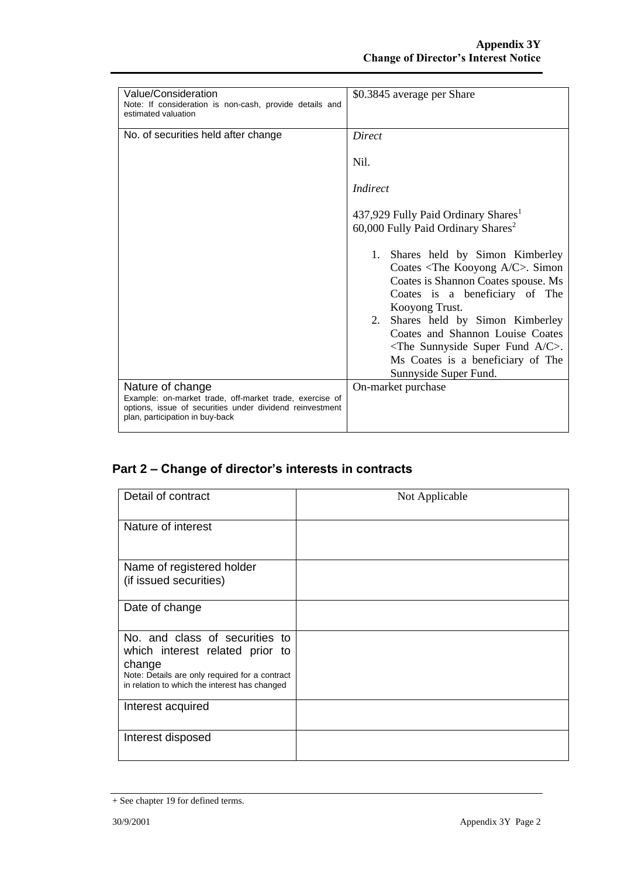| Value/Consideration<br>Note: If consideration is non-cash, provide details and estimated valuation | $0.3845 average per Share |
|---|---|
| No. of securities held after change | *Direct*<br><br>Nil.<br><br>*Indirect*<br><br>437,929 Fully Paid Ordinary Shares[1]<br>60,000 Fully Paid Ordinary Shares[2]<br><br>1. Shares held by Simon Kimberley Coates <The Kooyong A/C>. Simon Coates is Shannon Coates spouse. Ms Coates is a beneficiary of The Kooyong Trust.<br>2. Shares held by Simon Kimberley Coates and Shannon Louise Coates <The Sunnyside Super Fund A/C>. Ms Coates is a beneficiary of The Sunnyside Super Fund. |
| Nature of change<br>Example: on-market trade, off-market trade, exercise of options, issue of securities under dividend reinvestment plan, participation in buy-back | On-market purchase |

## Part 2 – Change of director's interests in contracts

| Detail of contract | Not Applicable |
|---|---|
| Nature of interest | |
| Name of registered holder<br>(if issued securities) | |
| Date of change | |
| No. and class of securities to which interest related prior to change<br>Note: Details are only required for a contract in relation to which the interest has changed | |
| Interest acquired | |
| Interest disposed | |

+ See chapter 19 for defined terms.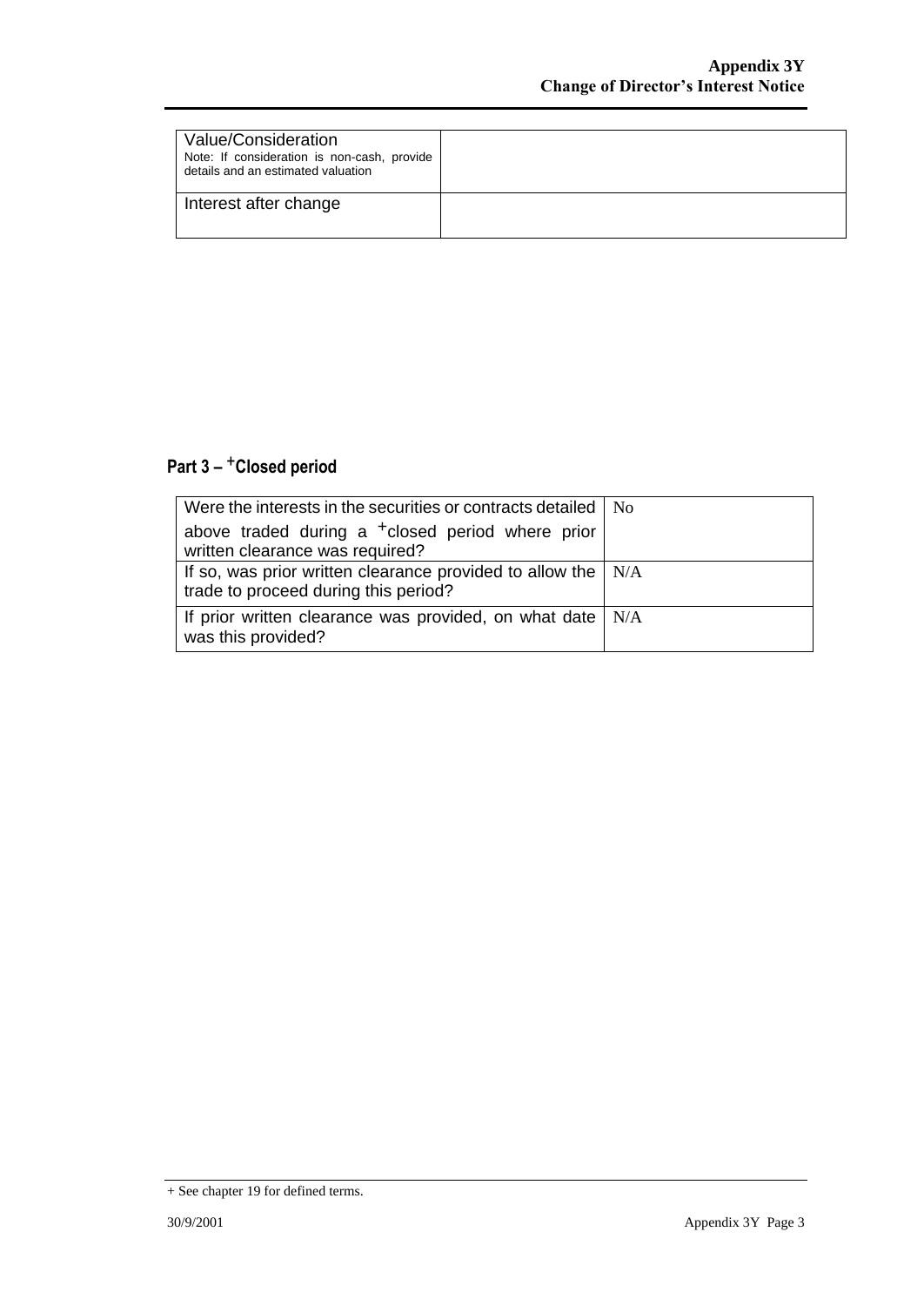| | |
|---|---|
| Value/Consideration<br>Note: If consideration is non-cash, provide details and an estimated valuation | |
| Interest after change | |

## Part 3 – +Closed period

| | |
|---|---|
| Were the interests in the securities or contracts detailed above traded during a +closed period where prior written clearance was required? | No |
| If so, was prior written clearance provided to allow the trade to proceed during this period? | N/A |
| If prior written clearance was provided, on what date was this provided? | N/A |

+ See chapter 19 for defined terms.